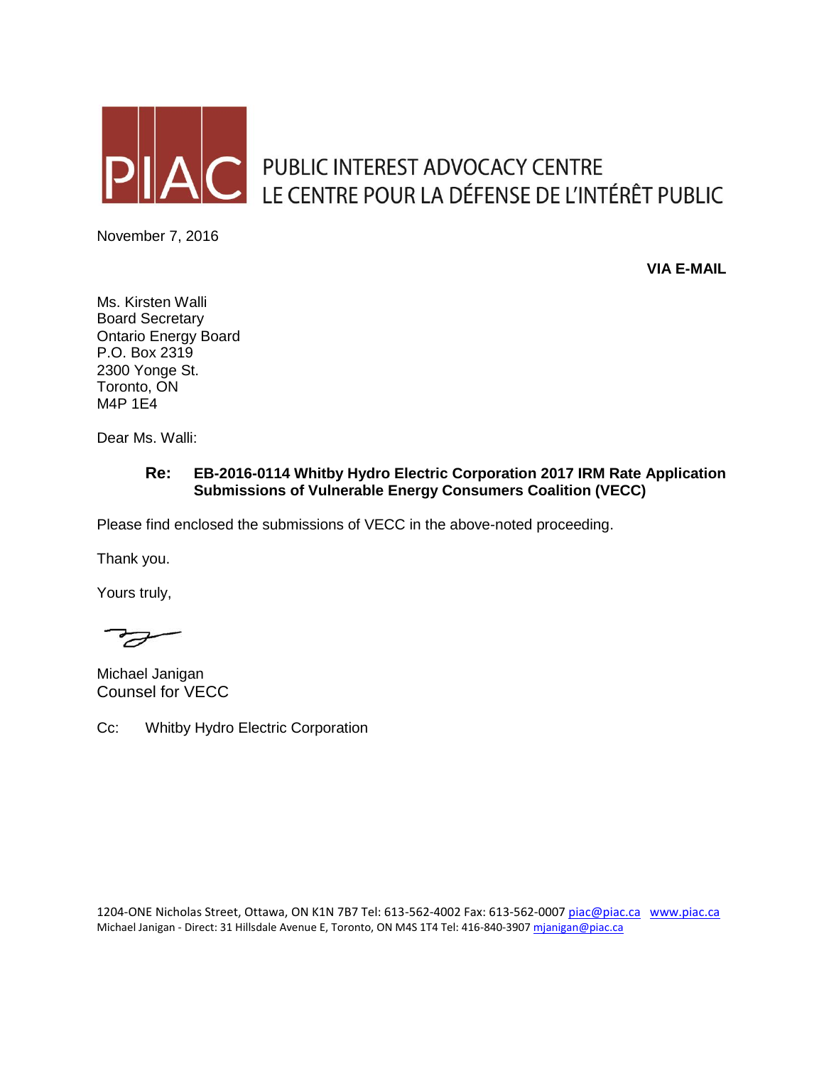PIAC

PUBLIC INTEREST ADVOCACY CENTRE
LE CENTRE POUR LA DÉFENSE DE L'INTÉRÊT PUBLIC

November 7, 2016

**VIA E-MAIL**

Ms. Kirsten Walli
Board Secretary
Ontario Energy Board
P.O. Box 2319
2300 Yonge St.
Toronto, ON
M4P 1E4

Dear Ms. Walli:

**Re: EB-2016-0114 Whitby Hydro Electric Corporation 2017 IRM Rate Application Submissions of Vulnerable Energy Consumers Coalition (VECC)**

Please find enclosed the submissions of VECC in the above-noted proceeding.

Thank you.

Yours truly,

Michael Janigan
Counsel for VECC

Cc: Whitby Hydro Electric Corporation

1204-ONE Nicholas Street, Ottawa, ON K1N 7B7 Tel: 613-562-4002 Fax: 613-562-0007 piac@piac.ca www.piac.ca
Michael Janigan - Direct: 31 Hillsdale Avenue E, Toronto, ON M4S 1T4 Tel: 416-840-3907 mjanigan@piac.ca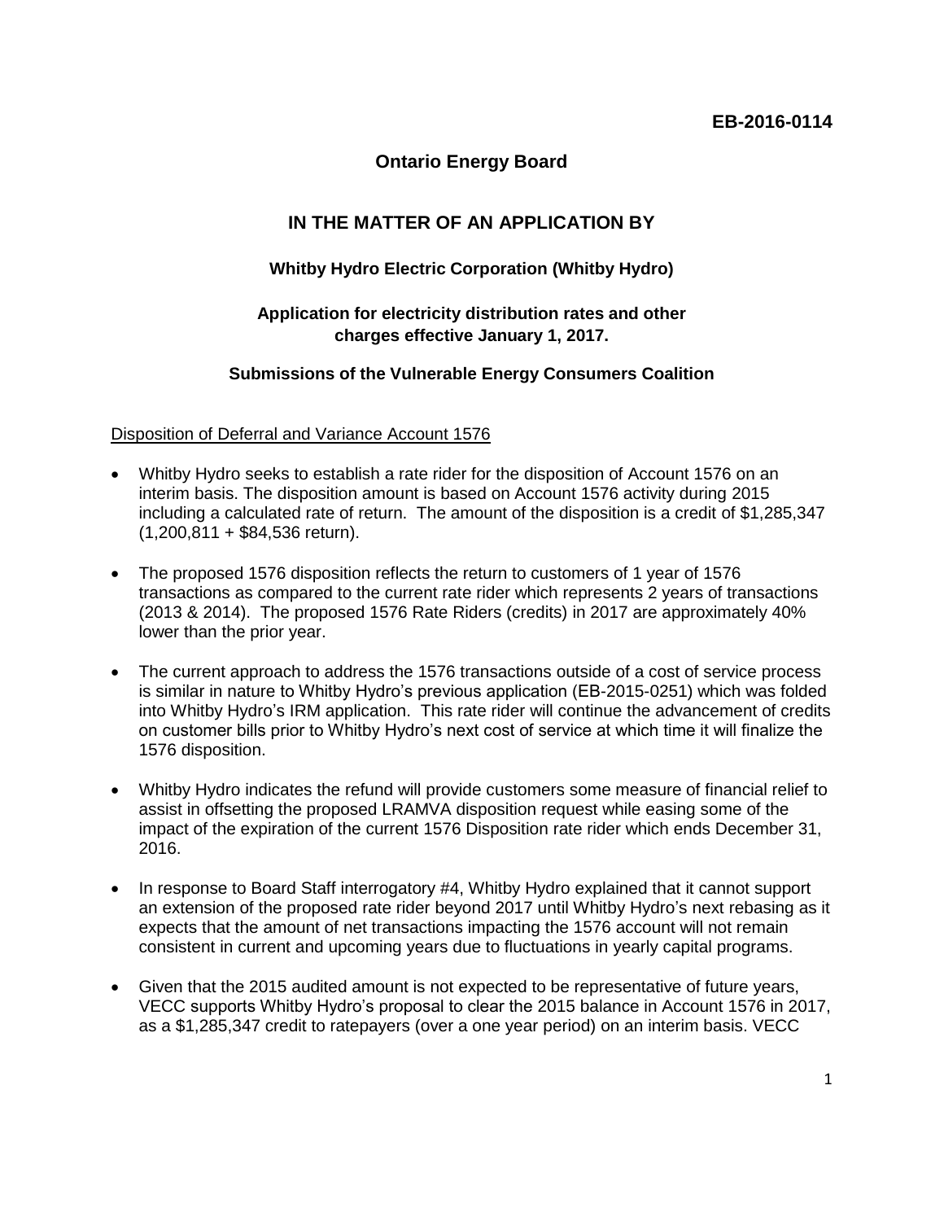**EB-2016-0114**

## Ontario Energy Board

## IN THE MATTER OF AN APPLICATION BY

### Whitby Hydro Electric Corporation (Whitby Hydro)

### Application for electricity distribution rates and other charges effective January 1, 2017.

### Submissions of the Vulnerable Energy Consumers Coalition

Disposition of Deferral and Variance Account 1576

- Whitby Hydro seeks to establish a rate rider for the disposition of Account 1576 on an interim basis. The disposition amount is based on Account 1576 activity during 2015 including a calculated rate of return. The amount of the disposition is a credit of $1,285,347 (1,200,811 + $84,536 return).
- The proposed 1576 disposition reflects the return to customers of 1 year of 1576 transactions as compared to the current rate rider which represents 2 years of transactions (2013 & 2014). The proposed 1576 Rate Riders (credits) in 2017 are approximately 40% lower than the prior year.
- The current approach to address the 1576 transactions outside of a cost of service process is similar in nature to Whitby Hydro's previous application (EB-2015-0251) which was folded into Whitby Hydro's IRM application. This rate rider will continue the advancement of credits on customer bills prior to Whitby Hydro's next cost of service at which time it will finalize the 1576 disposition.
- Whitby Hydro indicates the refund will provide customers some measure of financial relief to assist in offsetting the proposed LRAMVA disposition request while easing some of the impact of the expiration of the current 1576 Disposition rate rider which ends December 31, 2016.
- In response to Board Staff interrogatory #4, Whitby Hydro explained that it cannot support an extension of the proposed rate rider beyond 2017 until Whitby Hydro's next rebasing as it expects that the amount of net transactions impacting the 1576 account will not remain consistent in current and upcoming years due to fluctuations in yearly capital programs.
- Given that the 2015 audited amount is not expected to be representative of future years, VECC supports Whitby Hydro's proposal to clear the 2015 balance in Account 1576 in 2017, as a $1,285,347 credit to ratepayers (over a one year period) on an interim basis. VECC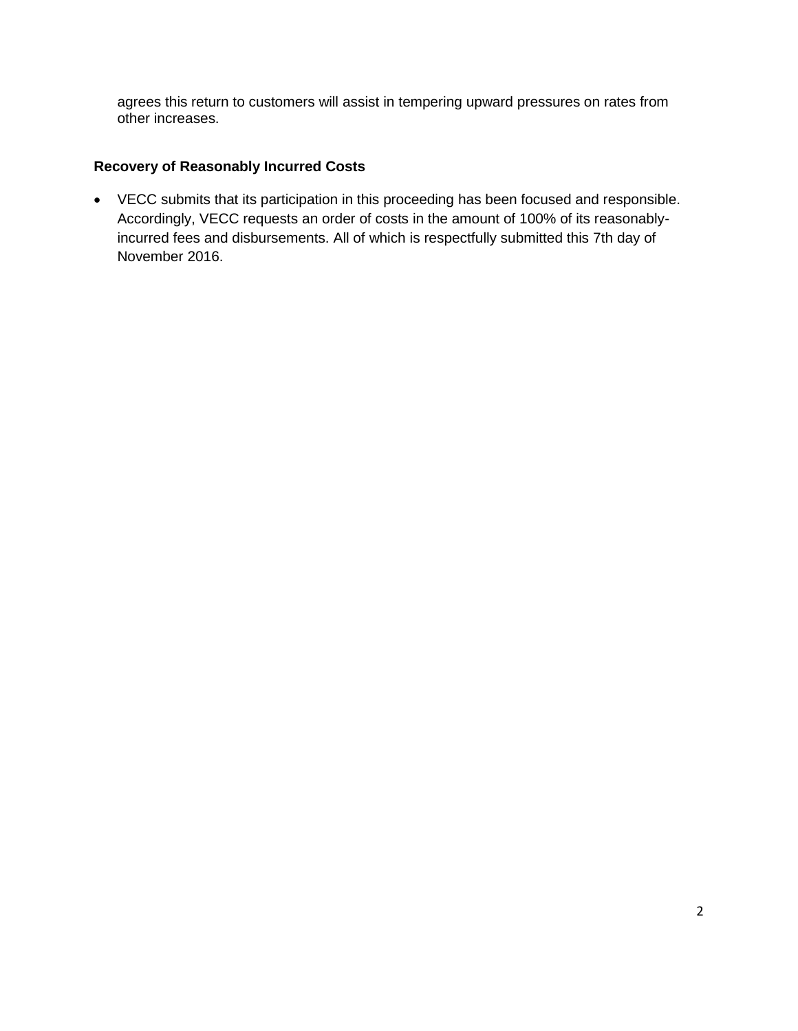agrees this return to customers will assist in tempering upward pressures on rates from other increases.

**Recovery of Reasonably Incurred Costs**

- VECC submits that its participation in this proceeding has been focused and responsible. Accordingly, VECC requests an order of costs in the amount of 100% of its reasonably-incurred fees and disbursements. All of which is respectfully submitted this 7th day of November 2016.